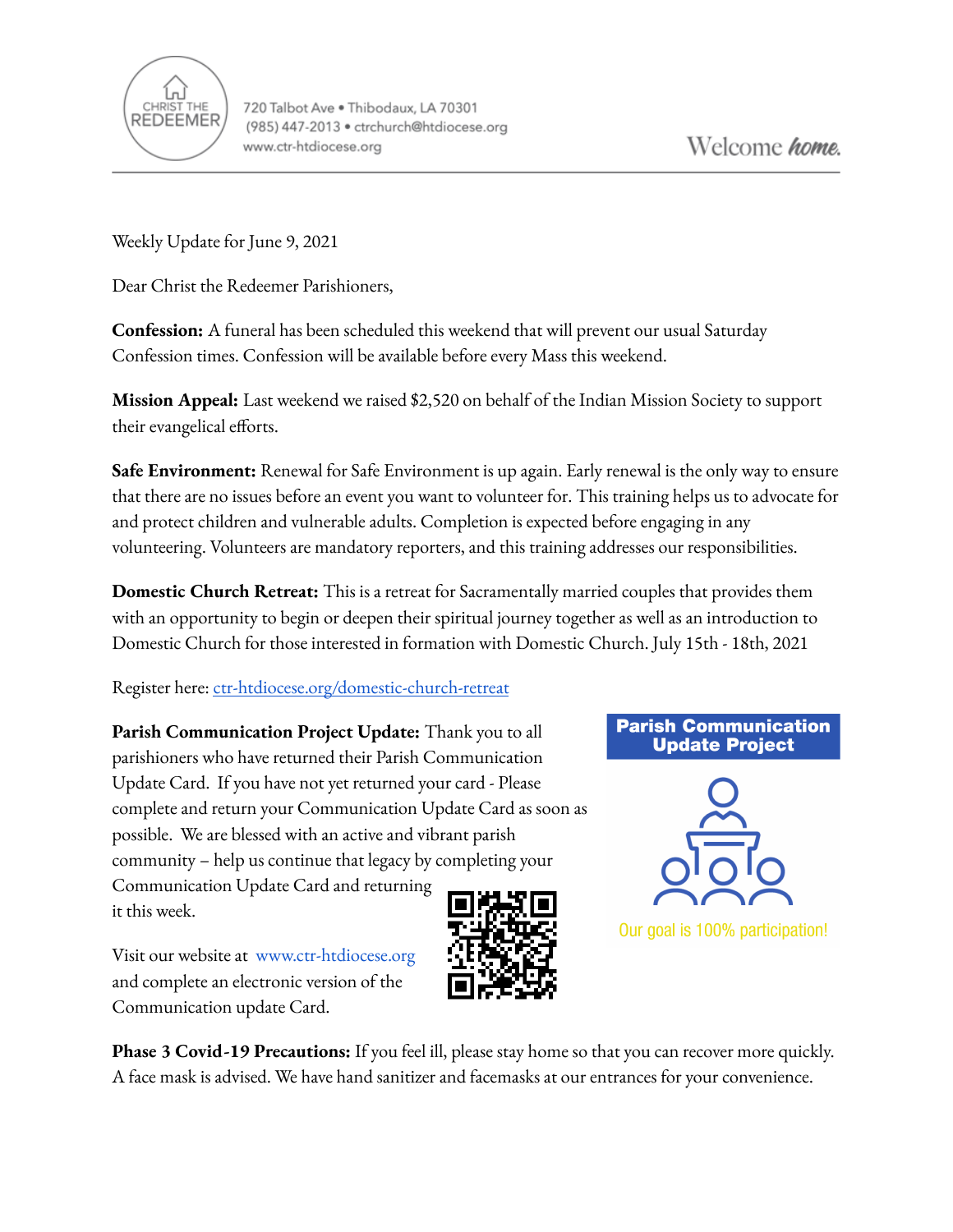CHRIST THE REDEEMER

720 Talbot Ave • Thibodaux, LA 70301
(985) 447-2013 • ctrchurch@htdiocese.org
www.ctr-htdiocese.org

Welcome *home.*

Weekly Update for June 9, 2021

Dear Christ the Redeemer Parishioners,

**Confession:** A funeral has been scheduled this weekend that will prevent our usual Saturday Confession times. Confession will be available before every Mass this weekend.

**Mission Appeal:** Last weekend we raised $2,520 on behalf of the Indian Mission Society to support their evangelical efforts.

**Safe Environment:** Renewal for Safe Environment is up again. Early renewal is the only way to ensure that there are no issues before an event you want to volunteer for. This training helps us to advocate for and protect children and vulnerable adults. Completion is expected before engaging in any volunteering. Volunteers are mandatory reporters, and this training addresses our responsibilities.

**Domestic Church Retreat:** This is a retreat for Sacramentally married couples that provides them with an opportunity to begin or deepen their spiritual journey together as well as an introduction to Domestic Church for those interested in formation with Domestic Church. July 15th - 18th, 2021

Register here: [ctr-htdiocese.org/domestic-church-retreat](ctr-htdiocese.org/domestic-church-retreat)

**Parish Communication Project Update:** Thank you to all parishioners who have returned their Parish Communication Update Card. If you have not yet returned your card - Please complete and return your Communication Update Card as soon as possible. We are blessed with an active and vibrant parish community – help us continue that legacy by completing your Communication Update Card and returning it this week.

Visit our website at [www.ctr-htdiocese.org](www.ctr-htdiocese.org) and complete an electronic version of the Communication update Card.

**Parish Communication Update Project**

Our goal is 100% participation!

**Phase 3 Covid-19 Precautions:** If you feel ill, please stay home so that you can recover more quickly. A face mask is advised. We have hand sanitizer and facemasks at our entrances for your convenience.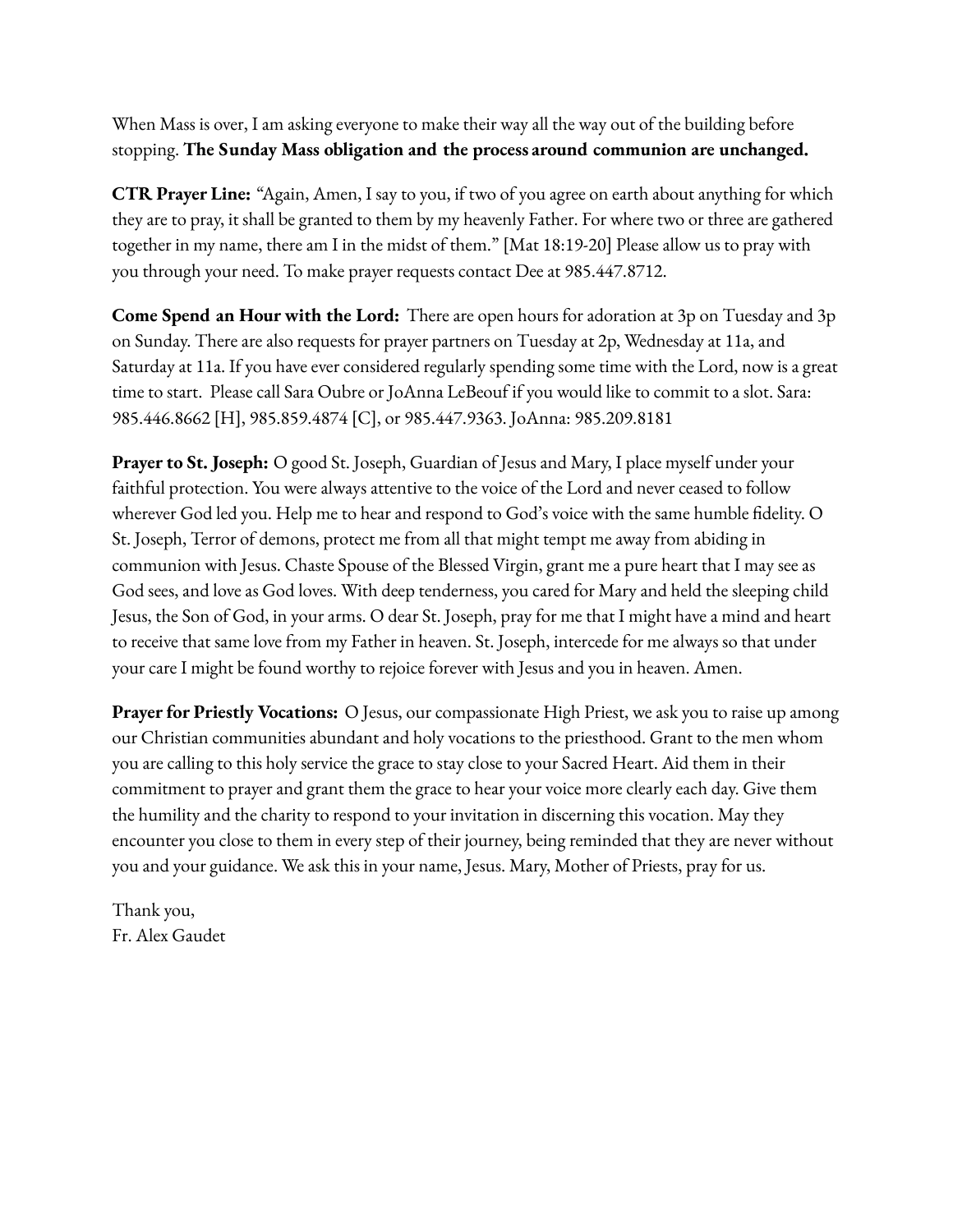When Mass is over, I am asking everyone to make their way all the way out of the building before stopping. **The Sunday Mass obligation and the process around communion are unchanged.**

**CTR Prayer Line:** "Again, Amen, I say to you, if two of you agree on earth about anything for which they are to pray, it shall be granted to them by my heavenly Father. For where two or three are gathered together in my name, there am I in the midst of them." [Mat 18:19-20] Please allow us to pray with you through your need. To make prayer requests contact Dee at 985.447.8712.

**Come Spend an Hour with the Lord:** There are open hours for adoration at 3p on Tuesday and 3p on Sunday. There are also requests for prayer partners on Tuesday at 2p, Wednesday at 11a, and Saturday at 11a. If you have ever considered regularly spending some time with the Lord, now is a great time to start. Please call Sara Oubre or JoAnna LeBeouf if you would like to commit to a slot. Sara: 985.446.8662 [H], 985.859.4874 [C], or 985.447.9363. JoAnna: 985.209.8181

**Prayer to St. Joseph:** O good St. Joseph, Guardian of Jesus and Mary, I place myself under your faithful protection. You were always attentive to the voice of the Lord and never ceased to follow wherever God led you. Help me to hear and respond to God's voice with the same humble fidelity. O St. Joseph, Terror of demons, protect me from all that might tempt me away from abiding in communion with Jesus. Chaste Spouse of the Blessed Virgin, grant me a pure heart that I may see as God sees, and love as God loves. With deep tenderness, you cared for Mary and held the sleeping child Jesus, the Son of God, in your arms. O dear St. Joseph, pray for me that I might have a mind and heart to receive that same love from my Father in heaven. St. Joseph, intercede for me always so that under your care I might be found worthy to rejoice forever with Jesus and you in heaven. Amen.

**Prayer for Priestly Vocations:** O Jesus, our compassionate High Priest, we ask you to raise up among our Christian communities abundant and holy vocations to the priesthood. Grant to the men whom you are calling to this holy service the grace to stay close to your Sacred Heart. Aid them in their commitment to prayer and grant them the grace to hear your voice more clearly each day. Give them the humility and the charity to respond to your invitation in discerning this vocation. May they encounter you close to them in every step of their journey, being reminded that they are never without you and your guidance. We ask this in your name, Jesus. Mary, Mother of Priests, pray for us.

Thank you,
Fr. Alex Gaudet